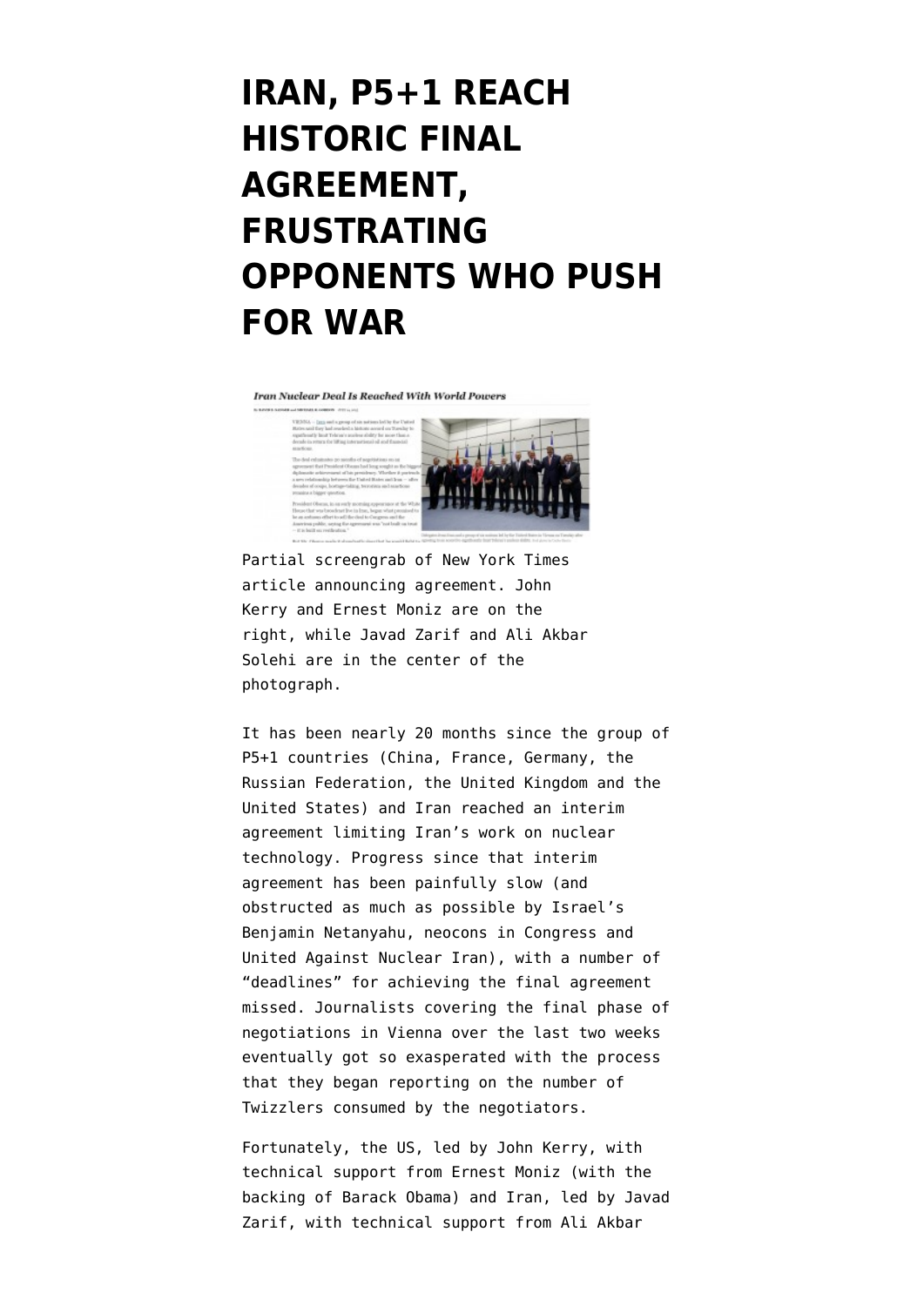# IRAN, P5+1 REACH HISTORIC FINAL AGREEMENT, FRUSTRATING OPPONENTS WHO PUSH FOR WAR

Partial screengrab of New York Times article announcing agreement. John Kerry and Ernest Moniz are on the right, while Javad Zarif and Ali Akbar Solehi are in the center of the photograph.

It has been nearly 20 months since the group of P5+1 countries (China, France, Germany, the Russian Federation, the United Kingdom and the United States) and Iran reached an interim agreement limiting Iran's work on nuclear technology. Progress since that interim agreement has been painfully slow (and obstructed as much as possible by Israel's Benjamin Netanyahu, neocons in Congress and United Against Nuclear Iran), with a number of "deadlines" for achieving the final agreement missed. Journalists covering the final phase of negotiations in Vienna over the last two weeks eventually got so exasperated with the process that they began reporting on the number of Twizzlers consumed by the negotiators.

Fortunately, the US, led by John Kerry, with technical support from Ernest Moniz (with the backing of Barack Obama) and Iran, led by Javad Zarif, with technical support from Ali Akbar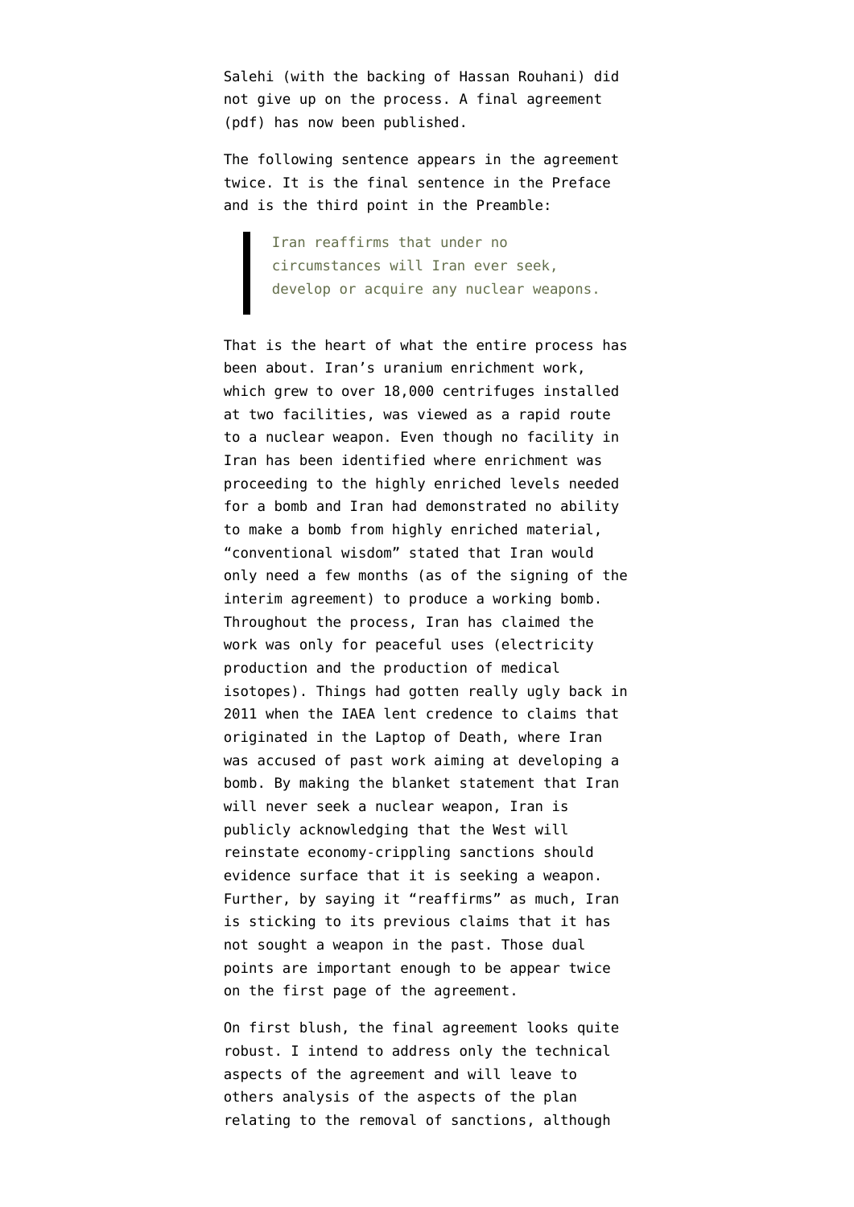Salehi (with the backing of Hassan Rouhani) did not give up on the process. A final agreement (pdf) has now been published.

The following sentence appears in the agreement twice. It is the final sentence in the Preface and is the third point in the Preamble:

> Iran reaffirms that under no circumstances will Iran ever seek, develop or acquire any nuclear weapons.

That is the heart of what the entire process has been about. Iran's uranium enrichment work, which grew to over 18,000 centrifuges installed at two facilities, was viewed as a rapid route to a nuclear weapon. Even though no facility in Iran has been identified where enrichment was proceeding to the highly enriched levels needed for a bomb and Iran had demonstrated no ability to make a bomb from highly enriched material, "conventional wisdom" stated that Iran would only need a few months (as of the signing of the interim agreement) to produce a working bomb. Throughout the process, Iran has claimed the work was only for peaceful uses (electricity production and the production of medical isotopes). Things had gotten really ugly back in 2011 when the IAEA lent credence to claims that originated in the Laptop of Death, where Iran was accused of past work aiming at developing a bomb. By making the blanket statement that Iran will never seek a nuclear weapon, Iran is publicly acknowledging that the West will reinstate economy-crippling sanctions should evidence surface that it is seeking a weapon. Further, by saying it "reaffirms" as much, Iran is sticking to its previous claims that it has not sought a weapon in the past. Those dual points are important enough to be appear twice on the first page of the agreement.

On first blush, the final agreement looks quite robust. I intend to address only the technical aspects of the agreement and will leave to others analysis of the aspects of the plan relating to the removal of sanctions, although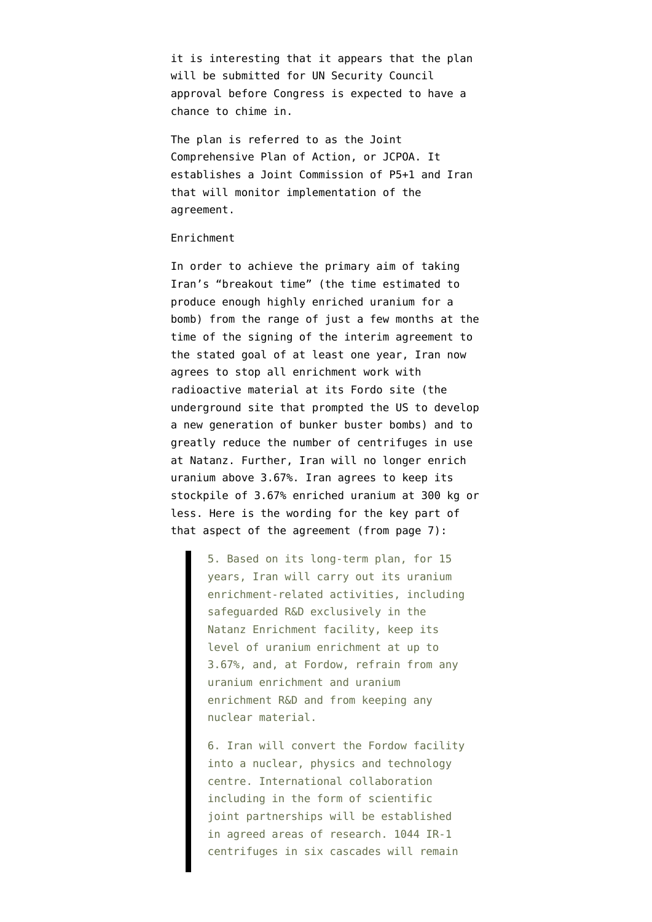it is interesting that it appears that the plan will be submitted for UN Security Council approval before Congress is expected to have a chance to chime in.

The plan is referred to as the Joint Comprehensive Plan of Action, or JCPOA. It establishes a Joint Commission of P5+1 and Iran that will monitor implementation of the agreement.

Enrichment

In order to achieve the primary aim of taking Iran's "breakout time" (the time estimated to produce enough highly enriched uranium for a bomb) from the range of just a few months at the time of the signing of the interim agreement to the stated goal of at least one year, Iran now agrees to stop all enrichment work with radioactive material at its Fordo site (the underground site that prompted the US to develop a new generation of bunker buster bombs) and to greatly reduce the number of centrifuges in use at Natanz. Further, Iran will no longer enrich uranium above 3.67%. Iran agrees to keep its stockpile of 3.67% enriched uranium at 300 kg or less. Here is the wording for the key part of that aspect of the agreement (from page 7):

> 5. Based on its long-term plan, for 15 years, Iran will carry out its uranium enrichment-related activities, including safeguarded R&D exclusively in the Natanz Enrichment facility, keep its level of uranium enrichment at up to 3.67%, and, at Fordow, refrain from any uranium enrichment and uranium enrichment R&D and from keeping any nuclear material.
>
> 6. Iran will convert the Fordow facility into a nuclear, physics and technology centre. International collaboration including in the form of scientific joint partnerships will be established in agreed areas of research. 1044 IR-1 centrifuges in six cascades will remain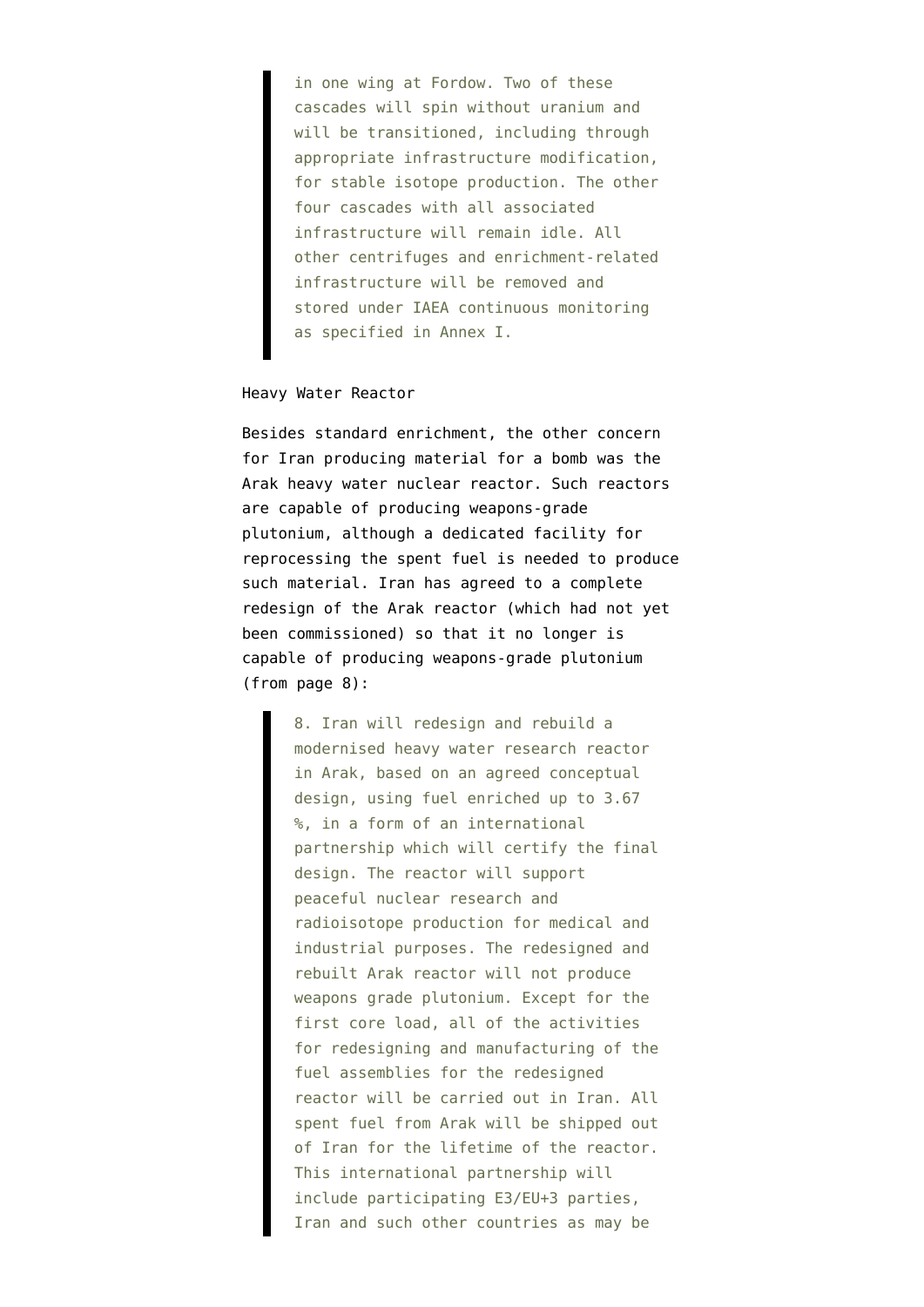> in one wing at Fordow. Two of these cascades will spin without uranium and will be transitioned, including through appropriate infrastructure modification, for stable isotope production. The other four cascades with all associated infrastructure will remain idle. All other centrifuges and enrichment-related infrastructure will be removed and stored under IAEA continuous monitoring as specified in Annex I.

Heavy Water Reactor

Besides standard enrichment, the other concern for Iran producing material for a bomb was the Arak heavy water nuclear reactor. Such reactors are capable of producing weapons-grade plutonium, although a dedicated facility for reprocessing the spent fuel is needed to produce such material. Iran has agreed to a complete redesign of the Arak reactor (which had not yet been commissioned) so that it no longer is capable of producing weapons-grade plutonium (from page 8):

> 8. Iran will redesign and rebuild a modernised heavy water research reactor in Arak, based on an agreed conceptual design, using fuel enriched up to 3.67 %, in a form of an international partnership which will certify the final design. The reactor will support peaceful nuclear research and radioisotope production for medical and industrial purposes. The redesigned and rebuilt Arak reactor will not produce weapons grade plutonium. Except for the first core load, all of the activities for redesigning and manufacturing of the fuel assemblies for the redesigned reactor will be carried out in Iran. All spent fuel from Arak will be shipped out of Iran for the lifetime of the reactor. This international partnership will include participating E3/EU+3 parties, Iran and such other countries as may be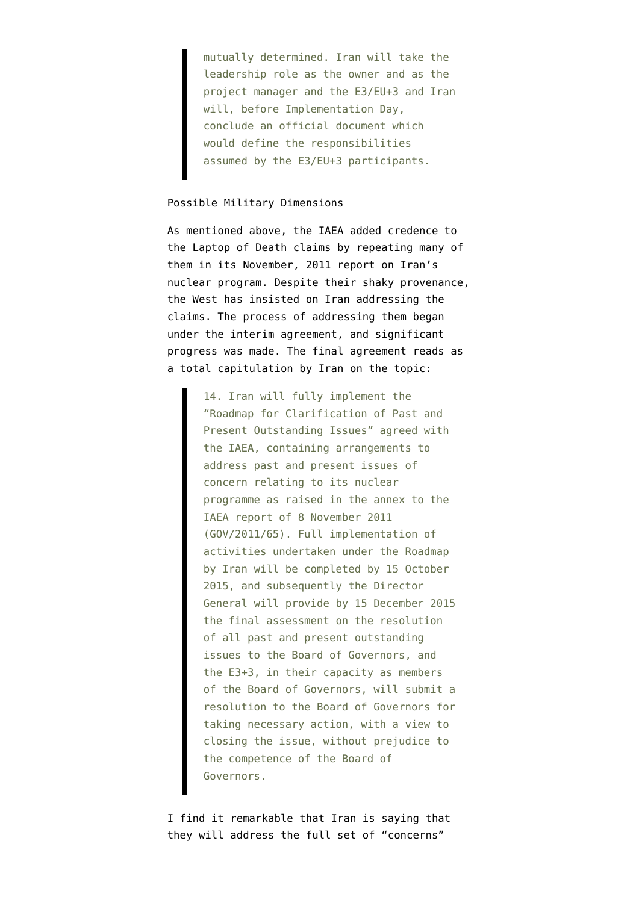> mutually determined. Iran will take the leadership role as the owner and as the project manager and the E3/EU+3 and Iran will, before Implementation Day, conclude an official document which would define the responsibilities assumed by the E3/EU+3 participants.

Possible Military Dimensions

As mentioned above, the IAEA added credence to the Laptop of Death claims by repeating many of them in its November, 2011 report on Iran's nuclear program. Despite their shaky provenance, the West has insisted on Iran addressing the claims. The process of addressing them began under the interim agreement, and significant progress was made. The final agreement reads as a total capitulation by Iran on the topic:

> 14. Iran will fully implement the "Roadmap for Clarification of Past and Present Outstanding Issues" agreed with the IAEA, containing arrangements to address past and present issues of concern relating to its nuclear programme as raised in the annex to the IAEA report of 8 November 2011 (GOV/2011/65). Full implementation of activities undertaken under the Roadmap by Iran will be completed by 15 October 2015, and subsequently the Director General will provide by 15 December 2015 the final assessment on the resolution of all past and present outstanding issues to the Board of Governors, and the E3+3, in their capacity as members of the Board of Governors, will submit a resolution to the Board of Governors for taking necessary action, with a view to closing the issue, without prejudice to the competence of the Board of Governors.

I find it remarkable that Iran is saying that they will address the full set of "concerns"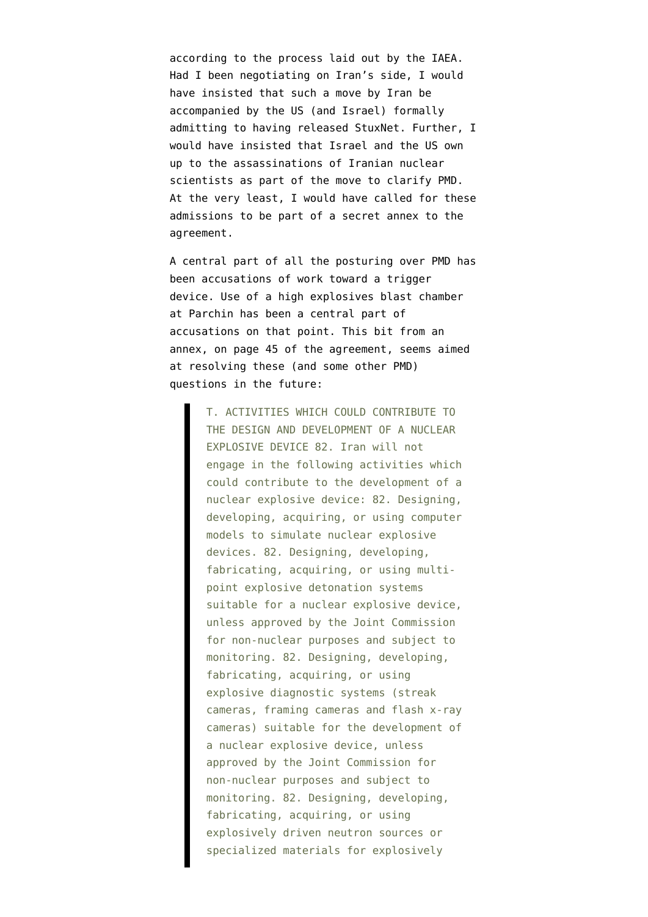according to the process laid out by the IAEA. Had I been negotiating on Iran's side, I would have insisted that such a move by Iran be accompanied by the US (and Israel) formally admitting to having released StuxNet. Further, I would have insisted that Israel and the US own up to the assassinations of Iranian nuclear scientists as part of the move to clarify PMD. At the very least, I would have called for these admissions to be part of a secret annex to the agreement.

A central part of all the posturing over PMD has been accusations of work toward a trigger device. Use of a high explosives blast chamber at Parchin has been a central part of accusations on that point. This bit from an annex, on page 45 of the agreement, seems aimed at resolving these (and some other PMD) questions in the future:

> T. ACTIVITIES WHICH COULD CONTRIBUTE TO THE DESIGN AND DEVELOPMENT OF A NUCLEAR EXPLOSIVE DEVICE 82. Iran will not engage in the following activities which could contribute to the development of a nuclear explosive device: 82. Designing, developing, acquiring, or using computer models to simulate nuclear explosive devices. 82. Designing, developing, fabricating, acquiring, or using multi-point explosive detonation systems suitable for a nuclear explosive device, unless approved by the Joint Commission for non-nuclear purposes and subject to monitoring. 82. Designing, developing, fabricating, acquiring, or using explosive diagnostic systems (streak cameras, framing cameras and flash x-ray cameras) suitable for the development of a nuclear explosive device, unless approved by the Joint Commission for non-nuclear purposes and subject to monitoring. 82. Designing, developing, fabricating, acquiring, or using explosively driven neutron sources or specialized materials for explosively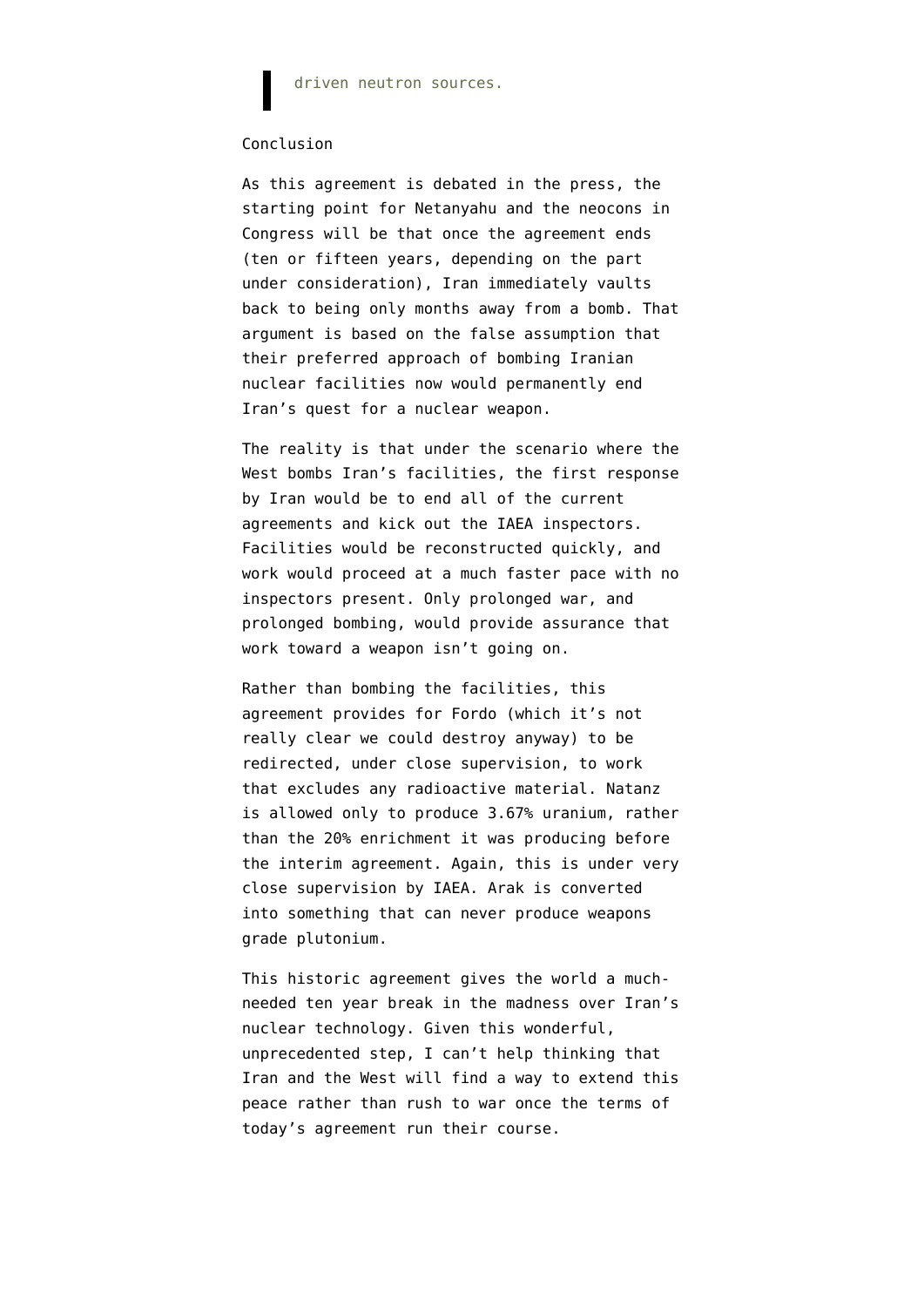> driven neutron sources.

Conclusion

As this agreement is debated in the press, the starting point for Netanyahu and the neocons in Congress will be that once the agreement ends (ten or fifteen years, depending on the part under consideration), Iran immediately vaults back to being only months away from a bomb. That argument is based on the false assumption that their preferred approach of bombing Iranian nuclear facilities now would permanently end Iran's quest for a nuclear weapon.

The reality is that under the scenario where the West bombs Iran's facilities, the first response by Iran would be to end all of the current agreements and kick out the IAEA inspectors. Facilities would be reconstructed quickly, and work would proceed at a much faster pace with no inspectors present. Only prolonged war, and prolonged bombing, would provide assurance that work toward a weapon isn't going on.

Rather than bombing the facilities, this agreement provides for Fordo (which it's not really clear we could destroy anyway) to be redirected, under close supervision, to work that excludes any radioactive material. Natanz is allowed only to produce 3.67% uranium, rather than the 20% enrichment it was producing before the interim agreement. Again, this is under very close supervision by IAEA. Arak is converted into something that can never produce weapons grade plutonium.

This historic agreement gives the world a much-needed ten year break in the madness over Iran's nuclear technology. Given this wonderful, unprecedented step, I can't help thinking that Iran and the West will find a way to extend this peace rather than rush to war once the terms of today's agreement run their course.